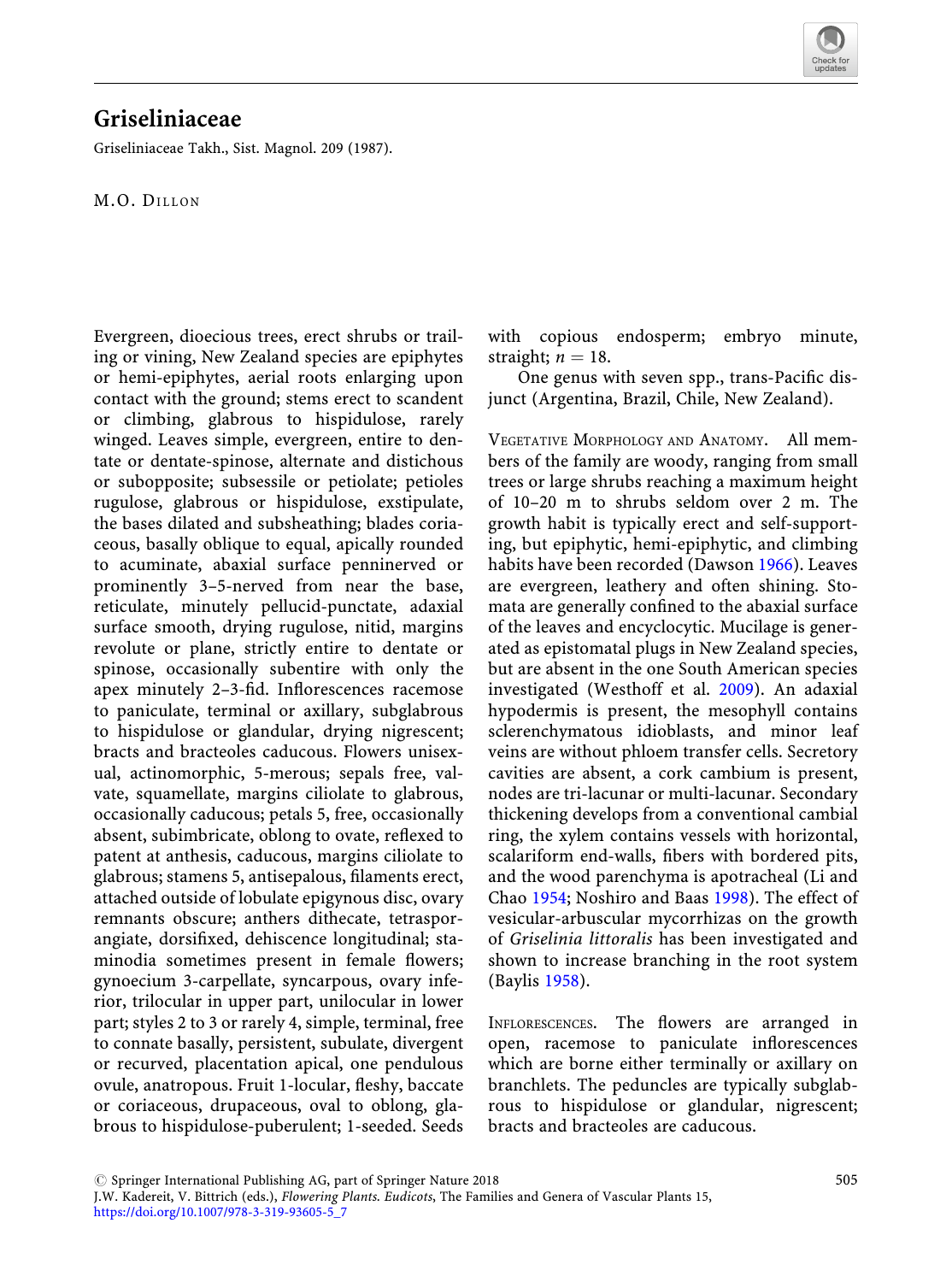# Griseliniaceae

Griseliniaceae Takh., Sist. Magnol. 209 (1987).

M.O. DILLON

Evergreen, dioecious trees, erect shrubs or trailing or vining, New Zealand species are epiphytes or hemi-epiphytes, aerial roots enlarging upon contact with the ground; stems erect to scandent or climbing, glabrous to hispidulose, rarely winged. Leaves simple, evergreen, entire to dentate or dentate-spinose, alternate and distichous or subopposite; subsessile or petiolate; petioles rugulose, glabrous or hispidulose, exstipulate, the bases dilated and subsheathing; blades coriaceous, basally oblique to equal, apically rounded to acuminate, abaxial surface penninerved or prominently 3–5-nerved from near the base, reticulate, minutely pellucid-punctate, adaxial surface smooth, drying rugulose, nitid, margins revolute or plane, strictly entire to dentate or spinose, occasionally subentire with only the apex minutely 2–3-fid. Inflorescences racemose to paniculate, terminal or axillary, subglabrous to hispidulose or glandular, drying nigrescent; bracts and bracteoles caducous. Flowers unisexual, actinomorphic, 5-merous; sepals free, valvate, squamellate, margins ciliolate to glabrous, occasionally caducous; petals 5, free, occasionally absent, subimbricate, oblong to ovate, reflexed to patent at anthesis, caducous, margins ciliolate to glabrous; stamens 5, antisepalous, filaments erect, attached outside of lobulate epigynous disc, ovary remnants obscure; anthers dithecate, tetrasporangiate, dorsifixed, dehiscence longitudinal; staminodia sometimes present in female flowers; gynoecium 3-carpellate, syncarpous, ovary inferior, trilocular in upper part, unilocular in lower part; styles 2 to 3 or rarely 4, simple, terminal, free to connate basally, persistent, subulate, divergent or recurved, placentation apical, one pendulous ovule, anatropous. Fruit 1-locular, fleshy, baccate or coriaceous, drupaceous, oval to oblong, glabrous to hispidulose-puberulent; 1-seeded. Seeds with copious endosperm; embryo minute, straight; $n = 18$.

One genus with seven spp., trans-Pacific disjunct (Argentina, Brazil, Chile, New Zealand).

VEGETATIVE MORPHOLOGY AND ANATOMY. All members of the family are woody, ranging from small trees or large shrubs reaching a maximum height of 10–20 m to shrubs seldom over 2 m. The growth habit is typically erect and self-supporting, but epiphytic, hemi-epiphytic, and climbing habits have been recorded (Dawson 1966). Leaves are evergreen, leathery and often shining. Stomata are generally confined to the abaxial surface of the leaves and encyclocytic. Mucilage is generated as epistomatal plugs in New Zealand species, but are absent in the one South American species investigated (Westhoff et al. 2009). An adaxial hypodermis is present, the mesophyll contains sclerenchymatous idioblasts, and minor leaf veins are without phloem transfer cells. Secretory cavities are absent, a cork cambium is present, nodes are tri-lacunar or multi-lacunar. Secondary thickening develops from a conventional cambial ring, the xylem contains vessels with horizontal, scalariform end-walls, fibers with bordered pits, and the wood parenchyma is apotracheal (Li and Chao 1954; Noshiro and Baas 1998). The effect of vesicular-arbuscular mycorrhizas on the growth of *Griselinia littoralis* has been investigated and shown to increase branching in the root system (Baylis 1958).

INFLORESCENCES. The flowers are arranged in open, racemose to paniculate inflorescences which are borne either terminally or axillary on branchlets. The peduncles are typically subglabrous to hispidulose or glandular, nigrescent; bracts and bracteoles are caducous.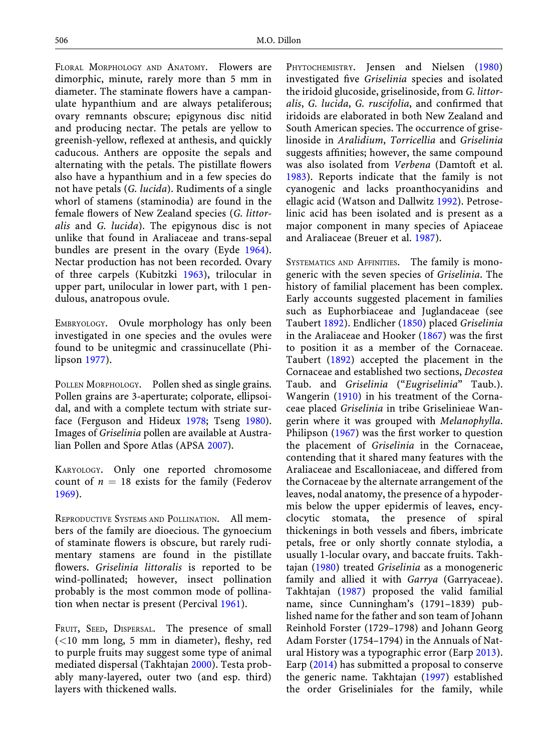**Floral Morphology and Anatomy.** Flowers are dimorphic, minute, rarely more than 5 mm in diameter. The staminate flowers have a campanulate hypanthium and are always petaliferous; ovary remnants obscure; epigynous disc nitid and producing nectar. The petals are yellow to greenish-yellow, reflexed at anthesis, and quickly caducous. Anthers are opposite the sepals and alternating with the petals. The pistillate flowers also have a hypanthium and in a few species do not have petals (*G. lucida*). Rudiments of a single whorl of stamens (staminodia) are found in the female flowers of New Zealand species (*G. littoralis* and *G. lucida*). The epigynous disc is not unlike that found in Araliaceae and trans-sepal bundles are present in the ovary (Eyde 1964). Nectar production has not been recorded. Ovary of three carpels (Kubitzki 1963), trilocular in upper part, unilocular in lower part, with 1 pendulous, anatropous ovule.

**Embryology.** Ovule morphology has only been investigated in one species and the ovules were found to be unitegmic and crassinucellate (Philipson 1977).

**Pollen Morphology.** Pollen shed as single grains. Pollen grains are 3-aperturate; colporate, ellipsoidal, and with a complete tectum with striate surface (Ferguson and Hideux 1978; Tseng 1980). Images of *Griselinia* pollen are available at Australian Pollen and Spore Atlas (APSA 2007).

**Karyology.** Only one reported chromosome count of $n = 18$ exists for the family (Federov 1969).

**Reproductive Systems and Pollination.** All members of the family are dioecious. The gynoecium of staminate flowers is obscure, but rarely rudimentary stamens are found in the pistillate flowers. *Griselinia littoralis* is reported to be wind-pollinated; however, insect pollination probably is the most common mode of pollination when nectar is present (Percival 1961).

**Fruit, Seed, Dispersal.** The presence of small (<10 mm long, 5 mm in diameter), fleshy, red to purple fruits may suggest some type of animal mediated dispersal (Takhtajan 2000). Testa probably many-layered, outer two (and esp. third) layers with thickened walls.

**Phytochemistry.** Jensen and Nielsen (1980) investigated five *Griselinia* species and isolated the iridoid glucoside, griselinoside, from *G. littoralis*, *G. lucida*, *G. ruscifolia*, and confirmed that iridoids are elaborated in both New Zealand and South American species. The occurrence of griselinoside in *Aralidium*, *Torricellia* and *Griselinia* suggests affinities; however, the same compound was also isolated from *Verbena* (Damtoft et al. 1983). Reports indicate that the family is not cyanogenic and lacks proanthocyanidins and ellagic acid (Watson and Dallwitz 1992). Petroselinic acid has been isolated and is present as a major component in many species of Apiaceae and Araliaceae (Breuer et al. 1987).

**Systematics and Affinities.** The family is monogeneric with the seven species of *Griselinia*. The history of familial placement has been complex. Early accounts suggested placement in families such as Euphorbiaceae and Juglandaceae (see Taubert 1892). Endlicher (1850) placed *Griselinia* in the Araliaceae and Hooker (1867) was the first to position it as a member of the Cornaceae. Taubert (1892) accepted the placement in the Cornaceae and established two sections, *Decostea* Taub. and *Griselinia* ("*Eugriselinia*" Taub.). Wangerin (1910) in his treatment of the Cornaceae placed *Griselinia* in tribe Griselinieae Wangerin where it was grouped with *Melanophylla*. Philipson (1967) was the first worker to question the placement of *Griselinia* in the Cornaceae, contending that it shared many features with the Araliaceae and Escalloniaceae, and differed from the Cornaceae by the alternate arrangement of the leaves, nodal anatomy, the presence of a hypodermis below the upper epidermis of leaves, encyclocytic stomata, the presence of spiral thickenings in both vessels and fibers, imbricate petals, free or only shortly connate stylodia, a usually 1-locular ovary, and baccate fruits. Takhtajan (1980) treated *Griselinia* as a monogeneric family and allied it with *Garrya* (Garryaceae). Takhtajan (1987) proposed the valid familial name, since Cunningham's (1791–1839) published name for the father and son team of Johann Reinhold Forster (1729–1798) and Johann Georg Adam Forster (1754–1794) in the Annuals of Natural History was a typographic error (Earp 2013). Earp (2014) has submitted a proposal to conserve the generic name. Takhtajan (1997) established the order Griseliniales for the family, while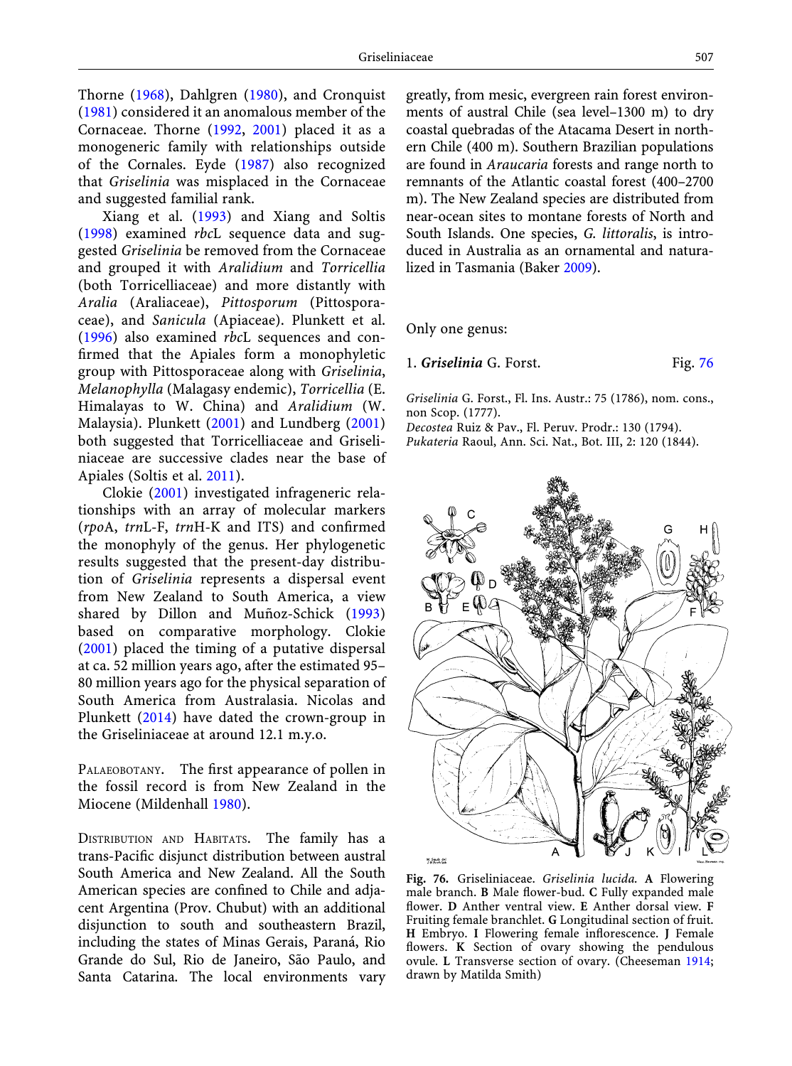Thorne (1968), Dahlgren (1980), and Cronquist (1981) considered it an anomalous member of the Cornaceae. Thorne (1992, 2001) placed it as a monogeneric family with relationships outside of the Cornales. Eyde (1987) also recognized that *Griselinia* was misplaced in the Cornaceae and suggested familial rank.

Xiang et al. (1993) and Xiang and Soltis (1998) examined *rbc*L sequence data and suggested *Griselinia* be removed from the Cornaceae and grouped it with *Aralidium* and *Torricellia* (both Torricelliaceae) and more distantly with *Aralia* (Araliaceae), *Pittosporum* (Pittosporaceae), and *Sanicula* (Apiaceae). Plunkett et al. (1996) also examined *rbc*L sequences and confirmed that the Apiales form a monophyletic group with Pittosporaceae along with *Griselinia*, *Melanophylla* (Malagasy endemic), *Torricellia* (E. Himalayas to W. China) and *Aralidium* (W. Malaysia). Plunkett (2001) and Lundberg (2001) both suggested that Torricelliaceae and Griseliniaceae are successive clades near the base of Apiales (Soltis et al. 2011).

Clokie (2001) investigated infrageneric relationships with an array of molecular markers (*rpo*A, *trn*L-F, *trn*H-K and ITS) and confirmed the monophyly of the genus. Her phylogenetic results suggested that the present-day distribution of *Griselinia* represents a dispersal event from New Zealand to South America, a view shared by Dillon and Muñoz-Schick (1993) based on comparative morphology. Clokie (2001) placed the timing of a putative dispersal at ca. 52 million years ago, after the estimated 95–80 million years ago for the physical separation of South America from Australasia. Nicolas and Plunkett (2014) have dated the crown-group in the Griseliniaceae at around 12.1 m.y.o.

Palaeobotany. The first appearance of pollen in the fossil record is from New Zealand in the Miocene (Mildenhall 1980).

Distribution and Habitats. The family has a trans-Pacific disjunct distribution between austral South America and New Zealand. All the South American species are confined to Chile and adjacent Argentina (Prov. Chubut) with an additional disjunction to south and southeastern Brazil, including the states of Minas Gerais, Paraná, Rio Grande do Sul, Rio de Janeiro, São Paulo, and Santa Catarina. The local environments vary greatly, from mesic, evergreen rain forest environments of austral Chile (sea level–1300 m) to dry coastal quebradas of the Atacama Desert in northern Chile (400 m). Southern Brazilian populations are found in *Araucaria* forests and range north to remnants of the Atlantic coastal forest (400–2700 m). The New Zealand species are distributed from near-ocean sites to montane forests of North and South Islands. One species, *G. littoralis*, is introduced in Australia as an ornamental and naturalized in Tasmania (Baker 2009).

Only one genus:

1. ***Griselinia*** G. Forst. Fig. 76

*Griselinia* G. Forst., Fl. Ins. Austr.: 75 (1786), nom. cons., non Scop. (1777).
*Decostea* Ruiz & Pav., Fl. Peruv. Prodr.: 130 (1794).
*Pukateria* Raoul, Ann. Sci. Nat., Bot. III, 2: 120 (1844).

**Fig. 76.** Griseliniaceae. *Griselinia lucida*. **A** Flowering male branch. **B** Male flower-bud. **C** Fully expanded male flower. **D** Anther ventral view. **E** Anther dorsal view. **F** Fruiting female branchlet. **G** Longitudinal section of fruit. **H** Embryo. **I** Flowering female inflorescence. **J** Female flowers. **K** Section of ovary showing the pendulous ovule. **L** Transverse section of ovary. (Cheeseman 1914; drawn by Matilda Smith)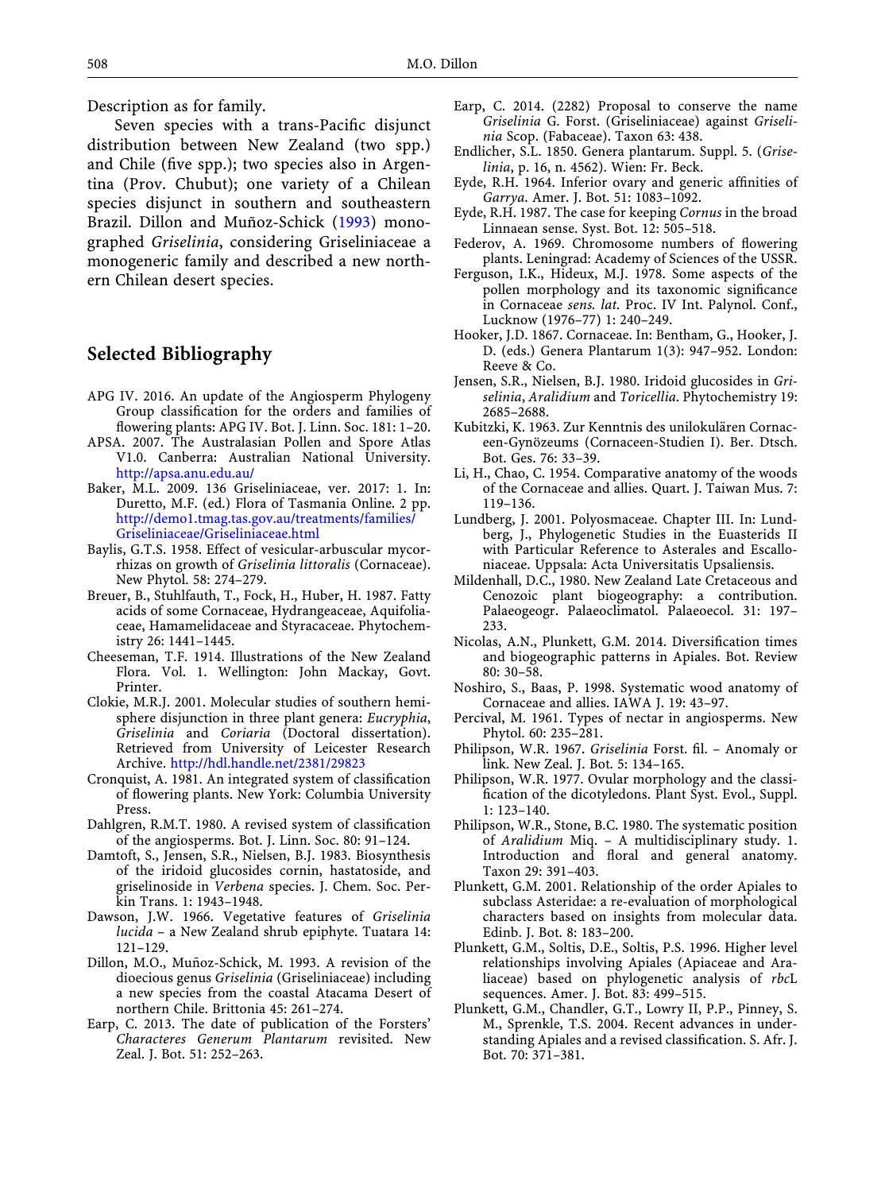Description as for family.

Seven species with a trans-Pacific disjunct distribution between New Zealand (two spp.) and Chile (five spp.); two species also in Argentina (Prov. Chubut); one variety of a Chilean species disjunct in southern and southeastern Brazil. Dillon and Muñoz-Schick (1993) monographed *Griselinia*, considering Griseliniaceae a monogeneric family and described a new northern Chilean desert species.

## Selected Bibliography

APG IV. 2016. An update of the Angiosperm Phylogeny Group classification for the orders and families of flowering plants: APG IV. Bot. J. Linn. Soc. 181: 1–20.

APSA. 2007. The Australasian Pollen and Spore Atlas V1.0. Canberra: Australian National University. http://apsa.anu.edu.au/

Baker, M.L. 2009. 136 Griseliniaceae, ver. 2017: 1. In: Duretto, M.F. (ed.) Flora of Tasmania Online. 2 pp. http://demo1.tmag.tas.gov.au/treatments/families/Griseliniaceae/Griseliniaceae.html

Baylis, G.T.S. 1958. Effect of vesicular-arbuscular mycorrhizas on growth of *Griselinia littoralis* (Cornaceae). New Phytol. 58: 274–279.

Breuer, B., Stuhlfauth, T., Fock, H., Huber, H. 1987. Fatty acids of some Cornaceae, Hydrangeaceae, Aquifoliaceae, Hamamelidaceae and Styracaceae. Phytochemistry 26: 1441–1445.

Cheeseman, T.F. 1914. Illustrations of the New Zealand Flora. Vol. 1. Wellington: John Mackay, Govt. Printer.

Clokie, M.R.J. 2001. Molecular studies of southern hemisphere disjunction in three plant genera: *Eucryphia*, *Griselinia* and *Coriaria* (Doctoral dissertation). Retrieved from University of Leicester Research Archive. http://hdl.handle.net/2381/29823

Cronquist, A. 1981. An integrated system of classification of flowering plants. New York: Columbia University Press.

Dahlgren, R.M.T. 1980. A revised system of classification of the angiosperms. Bot. J. Linn. Soc. 80: 91–124.

Damtoft, S., Jensen, S.R., Nielsen, B.J. 1983. Biosynthesis of the iridoid glucosides cornin, hastatoside, and griselinoside in *Verbena* species. J. Chem. Soc. Perkin Trans. 1: 1943–1948.

Dawson, J.W. 1966. Vegetative features of *Griselinia lucida* – a New Zealand shrub epiphyte. Tuatara 14: 121–129.

Dillon, M.O., Muñoz-Schick, M. 1993. A revision of the dioecious genus *Griselinia* (Griseliniaceae) including a new species from the coastal Atacama Desert of northern Chile. Brittonia 45: 261–274.

Earp, C. 2013. The date of publication of the Forsters' *Characteres Generum Plantarum* revisited. New Zeal. J. Bot. 51: 252–263.

Earp, C. 2014. (2282) Proposal to conserve the name *Griselinia* G. Forst. (Griseliniaceae) against *Griselinia* Scop. (Fabaceae). Taxon 63: 438.

Endlicher, S.L. 1850. Genera plantarum. Suppl. 5. (*Griselinia*, p. 16, n. 4562). Wien: Fr. Beck.

Eyde, R.H. 1964. Inferior ovary and generic affinities of *Garrya*. Amer. J. Bot. 51: 1083–1092.

Eyde, R.H. 1987. The case for keeping *Cornus* in the broad Linnaean sense. Syst. Bot. 12: 505–518.

Federov, A. 1969. Chromosome numbers of flowering plants. Leningrad: Academy of Sciences of the USSR.

Ferguson, I.K., Hideux, M.J. 1978. Some aspects of the pollen morphology and its taxonomic significance in Cornaceae *sens. lat*. Proc. IV Int. Palynol. Conf., Lucknow (1976–77) 1: 240–249.

Hooker, J.D. 1867. Cornaceae. In: Bentham, G., Hooker, J. D. (eds.) Genera Plantarum 1(3): 947–952. London: Reeve & Co.

Jensen, S.R., Nielsen, B.J. 1980. Iridoid glucosides in *Griselinia*, *Aralidium* and *Toricellia*. Phytochemistry 19: 2685–2688.

Kubitzki, K. 1963. Zur Kenntnis des unilokulären Cornaceen-Gynözeums (Cornaceen-Studien I). Ber. Dtsch. Bot. Ges. 76: 33–39.

Li, H., Chao, C. 1954. Comparative anatomy of the woods of the Cornaceae and allies. Quart. J. Taiwan Mus. 7: 119–136.

Lundberg, J. 2001. Polyosmaceae. Chapter III. In: Lundberg, J., Phylogenetic Studies in the Euasterids II with Particular Reference to Asterales and Escalloniaceae. Uppsala: Acta Universitatis Upsaliensis.

Mildenhall, D.C., 1980. New Zealand Late Cretaceous and Cenozoic plant biogeography: a contribution. Palaeogeogr. Palaeoclimatol. Palaeoecol. 31: 197–233.

Nicolas, A.N., Plunkett, G.M. 2014. Diversification times and biogeographic patterns in Apiales. Bot. Review 80: 30–58.

Noshiro, S., Baas, P. 1998. Systematic wood anatomy of Cornaceae and allies. IAWA J. 19: 43–97.

Percival, M. 1961. Types of nectar in angiosperms. New Phytol. 60: 235–281.

Philipson, W.R. 1967. *Griselinia* Forst. fil. – Anomaly or link. New Zeal. J. Bot. 5: 134–165.

Philipson, W.R. 1977. Ovular morphology and the classification of the dicotyledons. Plant Syst. Evol., Suppl. 1: 123–140.

Philipson, W.R., Stone, B.C. 1980. The systematic position of *Aralidium* Miq. – A multidisciplinary study. 1. Introduction and floral and general anatomy. Taxon 29: 391–403.

Plunkett, G.M. 2001. Relationship of the order Apiales to subclass Asteridae: a re-evaluation of morphological characters based on insights from molecular data. Edinb. J. Bot. 8: 183–200.

Plunkett, G.M., Soltis, D.E., Soltis, P.S. 1996. Higher level relationships involving Apiales (Apiaceae and Araliaceae) based on phylogenetic analysis of *rbc*L sequences. Amer. J. Bot. 83: 499–515.

Plunkett, G.M., Chandler, G.T., Lowry II, P.P., Pinney, S. M., Sprenkle, T.S. 2004. Recent advances in understanding Apiales and a revised classification. S. Afr. J. Bot. 70: 371–381.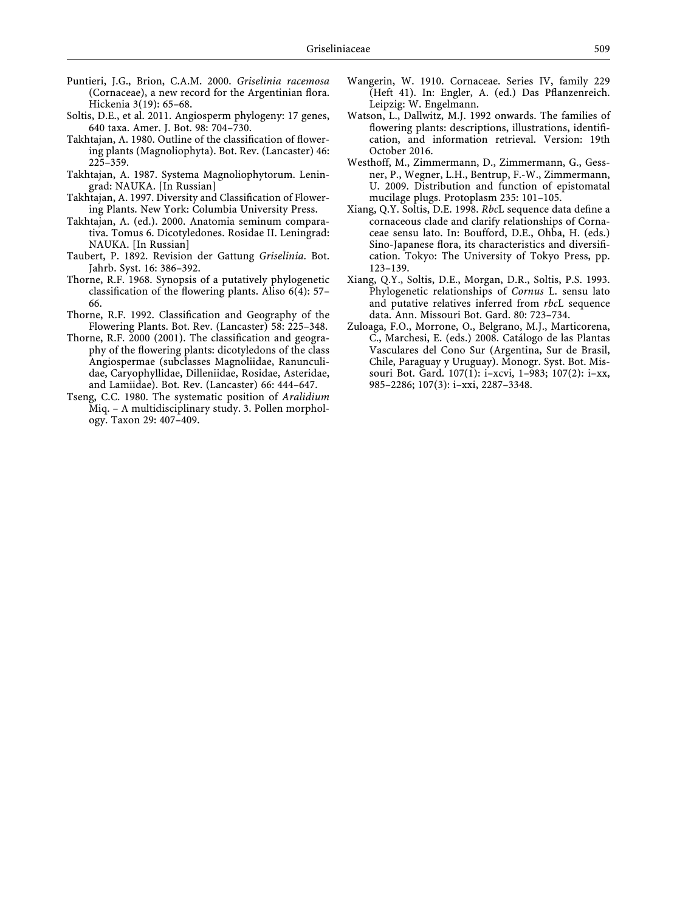Puntieri, J.G., Brion, C.A.M. 2000. *Griselinia racemosa* (Cornaceae), a new record for the Argentinian flora. Hickenia 3(19): 65–68.

Soltis, D.E., et al. 2011. Angiosperm phylogeny: 17 genes, 640 taxa. Amer. J. Bot. 98: 704–730.

Takhtajan, A. 1980. Outline of the classification of flowering plants (Magnoliophyta). Bot. Rev. (Lancaster) 46: 225–359.

Takhtajan, A. 1987. Systema Magnoliophytorum. Leningrad: NAUKA. [In Russian]

Takhtajan, A. 1997. Diversity and Classification of Flowering Plants. New York: Columbia University Press.

Takhtajan, A. (ed.). 2000. Anatomia seminum comparativa. Tomus 6. Dicotyledones. Rosidae II. Leningrad: NAUKA. [In Russian]

Taubert, P. 1892. Revision der Gattung *Griselinia*. Bot. Jahrb. Syst. 16: 386–392.

Thorne, R.F. 1968. Synopsis of a putatively phylogenetic classification of the flowering plants. Aliso 6(4): 57–66.

Thorne, R.F. 1992. Classification and Geography of the Flowering Plants. Bot. Rev. (Lancaster) 58: 225–348.

Thorne, R.F. 2000 (2001). The classification and geography of the flowering plants: dicotyledons of the class Angiospermae (subclasses Magnoliidae, Ranunculidae, Caryophyllidae, Dilleniidae, Rosidae, Asteridae, and Lamiidae). Bot. Rev. (Lancaster) 66: 444–647.

Tseng, C.C. 1980. The systematic position of *Aralidium* Miq. – A multidisciplinary study. 3. Pollen morphology. Taxon 29: 407–409.

Wangerin, W. 1910. Cornaceae. Series IV, family 229 (Heft 41). In: Engler, A. (ed.) Das Pflanzenreich. Leipzig: W. Engelmann.

Watson, L., Dallwitz, M.J. 1992 onwards. The families of flowering plants: descriptions, illustrations, identification, and information retrieval. Version: 19th October 2016.

Westhoff, M., Zimmermann, D., Zimmermann, G., Gessner, P., Wegner, L.H., Bentrup, F.-W., Zimmermann, U. 2009. Distribution and function of epistomatal mucilage plugs. Protoplasm 235: 101–105.

Xiang, Q.Y. Soltis, D.E. 1998. *Rbc*L sequence data define a cornaceous clade and clarify relationships of Cornaceae sensu lato. In: Boufford, D.E., Ohba, H. (eds.) Sino-Japanese flora, its characteristics and diversification. Tokyo: The University of Tokyo Press, pp. 123–139.

Xiang, Q.Y., Soltis, D.E., Morgan, D.R., Soltis, P.S. 1993. Phylogenetic relationships of *Cornus* L. sensu lato and putative relatives inferred from *rbc*L sequence data. Ann. Missouri Bot. Gard. 80: 723–734.

Zuloaga, F.O., Morrone, O., Belgrano, M.J., Marticorena, C., Marchesi, E. (eds.) 2008. Catálogo de las Plantas Vasculares del Cono Sur (Argentina, Sur de Brasil, Chile, Paraguay y Uruguay). Monogr. Syst. Bot. Missouri Bot. Gard. 107(1): i–xcvi, 1–983; 107(2): i–xx, 985–2286; 107(3): i–xxi, 2287–3348.